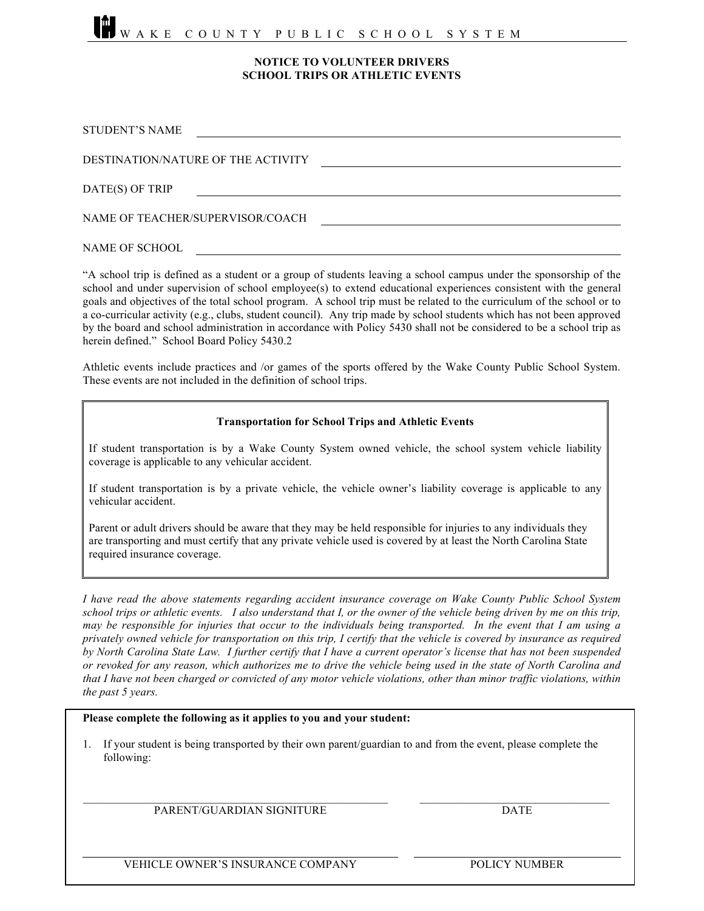WAKE COUNTY PUBLIC SCHOOL SYSTEM

## NOTICE TO VOLUNTEER DRIVERS
## SCHOOL TRIPS OR ATHLETIC EVENTS

STUDENT'S NAME ______________________________

DESTINATION/NATURE OF THE ACTIVITY ______________________________

DATE(S) OF TRIP ______________________________

NAME OF TEACHER/SUPERVISOR/COACH ______________________________

NAME OF SCHOOL ______________________________

"A school trip is defined as a student or a group of students leaving a school campus under the sponsorship of the school and under supervision of school employee(s) to extend educational experiences consistent with the general goals and objectives of the total school program. A school trip must be related to the curriculum of the school or to a co-curricular activity (e.g., clubs, student council). Any trip made by school students which has not been approved by the board and school administration in accordance with Policy 5430 shall not be considered to be a school trip as herein defined." School Board Policy 5430.2

Athletic events include practices and /or games of the sports offered by the Wake County Public School System. These events are not included in the definition of school trips.

**Transportation for School Trips and Athletic Events**

If student transportation is by a Wake County System owned vehicle, the school system vehicle liability coverage is applicable to any vehicular accident.

If student transportation is by a private vehicle, the vehicle owner's liability coverage is applicable to any vehicular accident.

Parent or adult drivers should be aware that they may be held responsible for injuries to any individuals they are transporting and must certify that any private vehicle used is covered by at least the North Carolina State required insurance coverage.

*I have read the above statements regarding accident insurance coverage on Wake County Public School System school trips or athletic events. I also understand that I, or the owner of the vehicle being driven by me on this trip, may be responsible for injuries that occur to the individuals being transported. In the event that I am using a privately owned vehicle for transportation on this trip, I certify that the vehicle is covered by insurance as required by North Carolina State Law. I further certify that I have a current operator's license that has not been suspended or revoked for any reason, which authorizes me to drive the vehicle being used in the state of North Carolina and that I have not been charged or convicted of any motor vehicle violations, other than minor traffic violations, within the past 5 years.*

**Please complete the following as it applies to you and your student:**

1. If your student is being transported by their own parent/guardian to and from the event, please complete the following:

______________________________ ______________________________
PARENT/GUARDIAN SIGNITURE DATE

______________________________ ______________________________
VEHICLE OWNER'S INSURANCE COMPANY POLICY NUMBER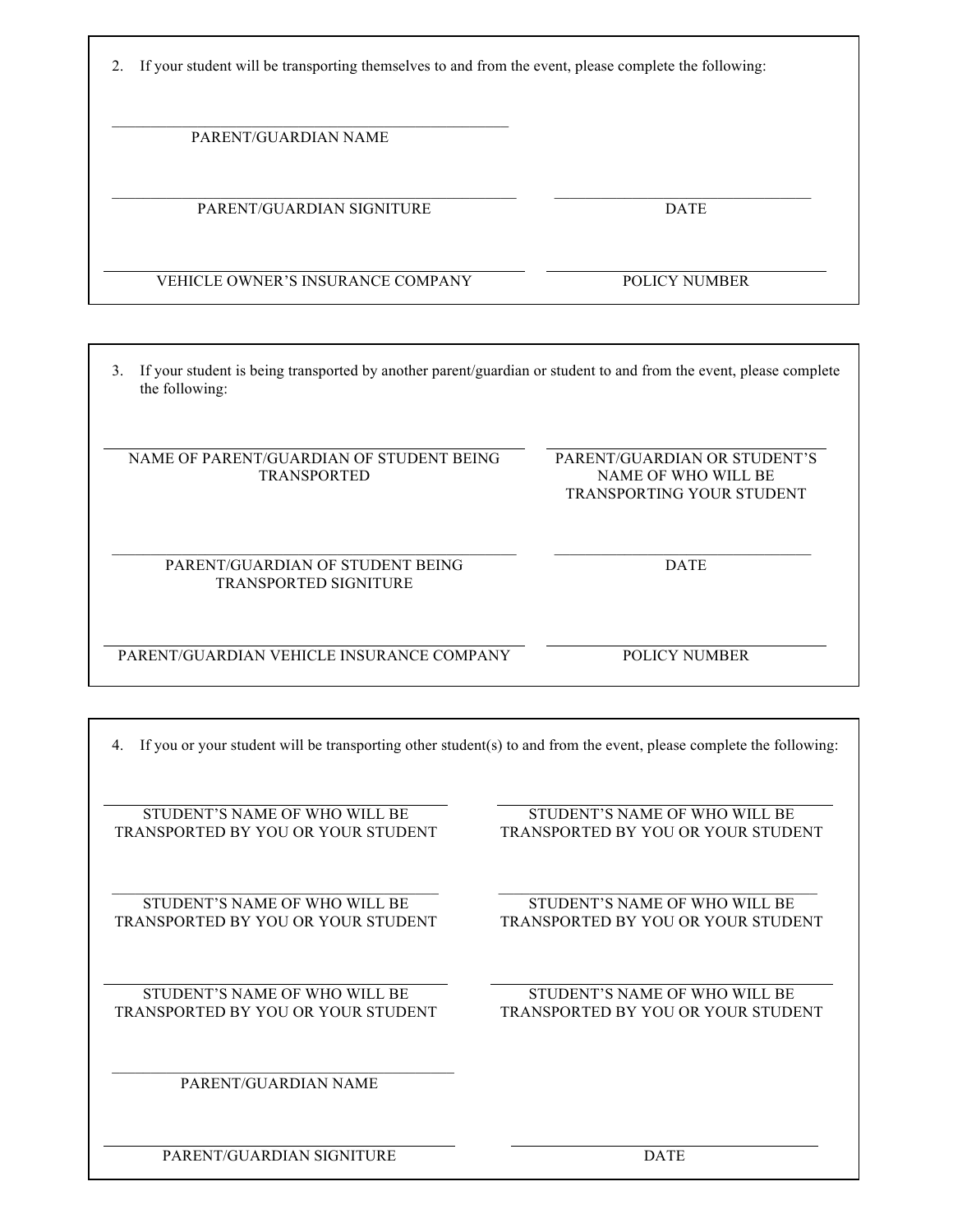2. If your student will be transporting themselves to and from the event, please complete the following:

\_\_\_\_\_\_\_\_\_\_\_\_\_\_\_\_\_\_\_\_\_\_\_\_\_\_\_\_\_\_\_\_\_\_\_\_\_\_\_\_

PARENT/GUARDIAN NAME

| | |
|---|---|
| \_\_\_\_\_\_\_\_\_\_\_\_\_\_\_\_\_\_\_\_\_\_\_\_\_\_\_\_\_\_\_\_\_\_\_\_\_\_\_\_ | \_\_\_\_\_\_\_\_\_\_\_\_\_\_\_\_\_\_\_\_\_\_\_\_\_\_ |
| PARENT/GUARDIAN SIGNITURE | DATE |
| \_\_\_\_\_\_\_\_\_\_\_\_\_\_\_\_\_\_\_\_\_\_\_\_\_\_\_\_\_\_\_\_\_\_\_\_\_\_\_\_ | \_\_\_\_\_\_\_\_\_\_\_\_\_\_\_\_\_\_\_\_\_\_\_\_\_\_ |
| VEHICLE OWNER'S INSURANCE COMPANY | POLICY NUMBER |

3. If your student is being transported by another parent/guardian or student to and from the event, please complete the following:

| | |
|---|---|
| \_\_\_\_\_\_\_\_\_\_\_\_\_\_\_\_\_\_\_\_\_\_\_\_\_\_\_\_\_\_\_\_\_\_\_\_\_\_\_\_ | \_\_\_\_\_\_\_\_\_\_\_\_\_\_\_\_\_\_\_\_\_\_\_\_\_\_ |
| NAME OF PARENT/GUARDIAN OF STUDENT BEING TRANSPORTED | PARENT/GUARDIAN OR STUDENT'S NAME OF WHO WILL BE TRANSPORTING YOUR STUDENT |
| \_\_\_\_\_\_\_\_\_\_\_\_\_\_\_\_\_\_\_\_\_\_\_\_\_\_\_\_\_\_\_\_\_\_\_\_\_\_\_\_ | \_\_\_\_\_\_\_\_\_\_\_\_\_\_\_\_\_\_\_\_\_\_\_\_\_\_ |
| PARENT/GUARDIAN OF STUDENT BEING TRANSPORTED SIGNITURE | DATE |
| \_\_\_\_\_\_\_\_\_\_\_\_\_\_\_\_\_\_\_\_\_\_\_\_\_\_\_\_\_\_\_\_\_\_\_\_\_\_\_\_ | \_\_\_\_\_\_\_\_\_\_\_\_\_\_\_\_\_\_\_\_\_\_\_\_\_\_ |
| PARENT/GUARDIAN VEHICLE INSURANCE COMPANY | POLICY NUMBER |

4. If you or your student will be transporting other student(s) to and from the event, please complete the following:

| | |
|---|---|
| \_\_\_\_\_\_\_\_\_\_\_\_\_\_\_\_\_\_\_\_\_\_\_\_\_\_\_\_\_\_\_\_\_\_ | \_\_\_\_\_\_\_\_\_\_\_\_\_\_\_\_\_\_\_\_\_\_\_\_\_\_\_\_\_\_\_\_\_\_ |
| STUDENT'S NAME OF WHO WILL BE TRANSPORTED BY YOU OR YOUR STUDENT | STUDENT'S NAME OF WHO WILL BE TRANSPORTED BY YOU OR YOUR STUDENT |
| \_\_\_\_\_\_\_\_\_\_\_\_\_\_\_\_\_\_\_\_\_\_\_\_\_\_\_\_\_\_\_\_\_\_ | \_\_\_\_\_\_\_\_\_\_\_\_\_\_\_\_\_\_\_\_\_\_\_\_\_\_\_\_\_\_\_\_\_\_ |
| STUDENT'S NAME OF WHO WILL BE TRANSPORTED BY YOU OR YOUR STUDENT | STUDENT'S NAME OF WHO WILL BE TRANSPORTED BY YOU OR YOUR STUDENT |
| \_\_\_\_\_\_\_\_\_\_\_\_\_\_\_\_\_\_\_\_\_\_\_\_\_\_\_\_\_\_\_\_\_\_ | \_\_\_\_\_\_\_\_\_\_\_\_\_\_\_\_\_\_\_\_\_\_\_\_\_\_\_\_\_\_\_\_\_\_ |
| STUDENT'S NAME OF WHO WILL BE TRANSPORTED BY YOU OR YOUR STUDENT | STUDENT'S NAME OF WHO WILL BE TRANSPORTED BY YOU OR YOUR STUDENT |

\_\_\_\_\_\_\_\_\_\_\_\_\_\_\_\_\_\_\_\_\_\_\_\_\_\_\_\_\_\_\_\_\_\_\_\_

PARENT/GUARDIAN NAME

| | |
|---|---|
| \_\_\_\_\_\_\_\_\_\_\_\_\_\_\_\_\_\_\_\_\_\_\_\_\_\_\_\_\_\_\_\_\_\_\_\_ | \_\_\_\_\_\_\_\_\_\_\_\_\_\_\_\_\_\_\_\_\_\_\_\_\_\_\_\_\_\_\_\_ |
| PARENT/GUARDIAN SIGNITURE | DATE |